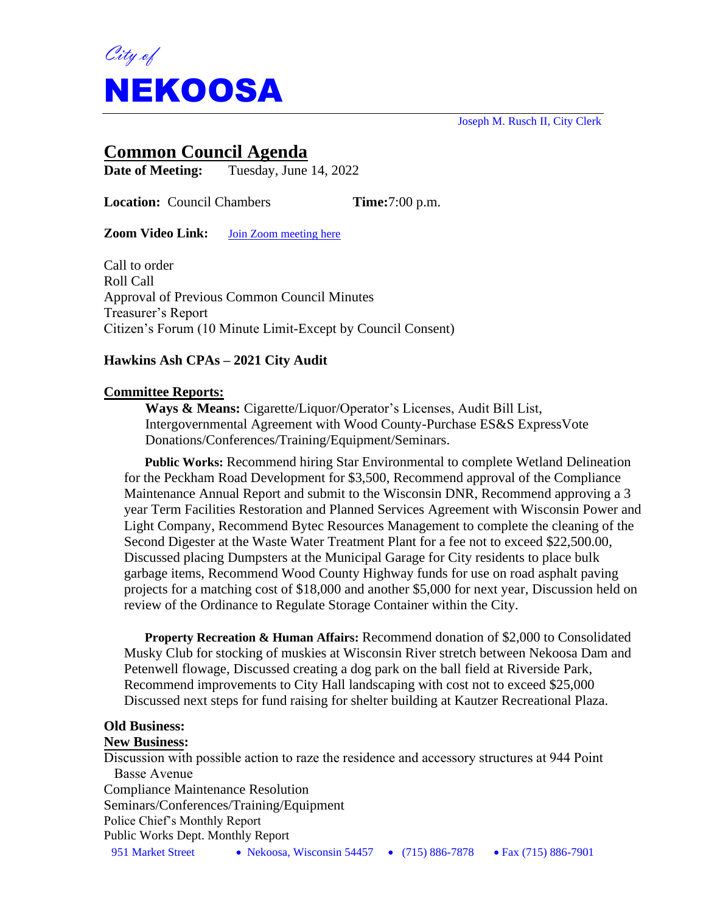*City of*

# NEKOOSA

Joseph M. Rusch II, City Clerk

## Common Council Agenda

**Date of Meeting:** Tuesday, June 14, 2022

**Location:** Council Chambers **Time:** 7:00 p.m.

**Zoom Video Link:** [Join Zoom meeting here]

Call to order
Roll Call
Approval of Previous Common Council Minutes
Treasurer's Report
Citizen's Forum (10 Minute Limit-Except by Council Consent)

**Hawkins Ash CPAs – 2021 City Audit**

**Committee Reports:**

**Ways & Means:** Cigarette/Liquor/Operator's Licenses, Audit Bill List, Intergovernmental Agreement with Wood County-Purchase ES&S ExpressVote Donations/Conferences/Training/Equipment/Seminars.

**Public Works:** Recommend hiring Star Environmental to complete Wetland Delineation for the Peckham Road Development for $3,500, Recommend approval of the Compliance Maintenance Annual Report and submit to the Wisconsin DNR, Recommend approving a 3 year Term Facilities Restoration and Planned Services Agreement with Wisconsin Power and Light Company, Recommend Bytec Resources Management to complete the cleaning of the Second Digester at the Waste Water Treatment Plant for a fee not to exceed $22,500.00, Discussed placing Dumpsters at the Municipal Garage for City residents to place bulk garbage items, Recommend Wood County Highway funds for use on road asphalt paving projects for a matching cost of $18,000 and another $5,000 for next year, Discussion held on review of the Ordinance to Regulate Storage Container within the City.

**Property Recreation & Human Affairs:** Recommend donation of $2,000 to Consolidated Musky Club for stocking of muskies at Wisconsin River stretch between Nekoosa Dam and Petenwell flowage, Discussed creating a dog park on the ball field at Riverside Park, Recommend improvements to City Hall landscaping with cost not to exceed $25,000 Discussed next steps for fund raising for shelter building at Kautzer Recreational Plaza.

**Old Business:**

**New Business:**

Discussion with possible action to raze the residence and accessory structures at 944 Point Basse Avenue
Compliance Maintenance Resolution
Seminars/Conferences/Training/Equipment
Police Chief's Monthly Report
Public Works Dept. Monthly Report

951 Market Street • Nekoosa, Wisconsin 54457 • (715) 886-7878 • Fax (715) 886-7901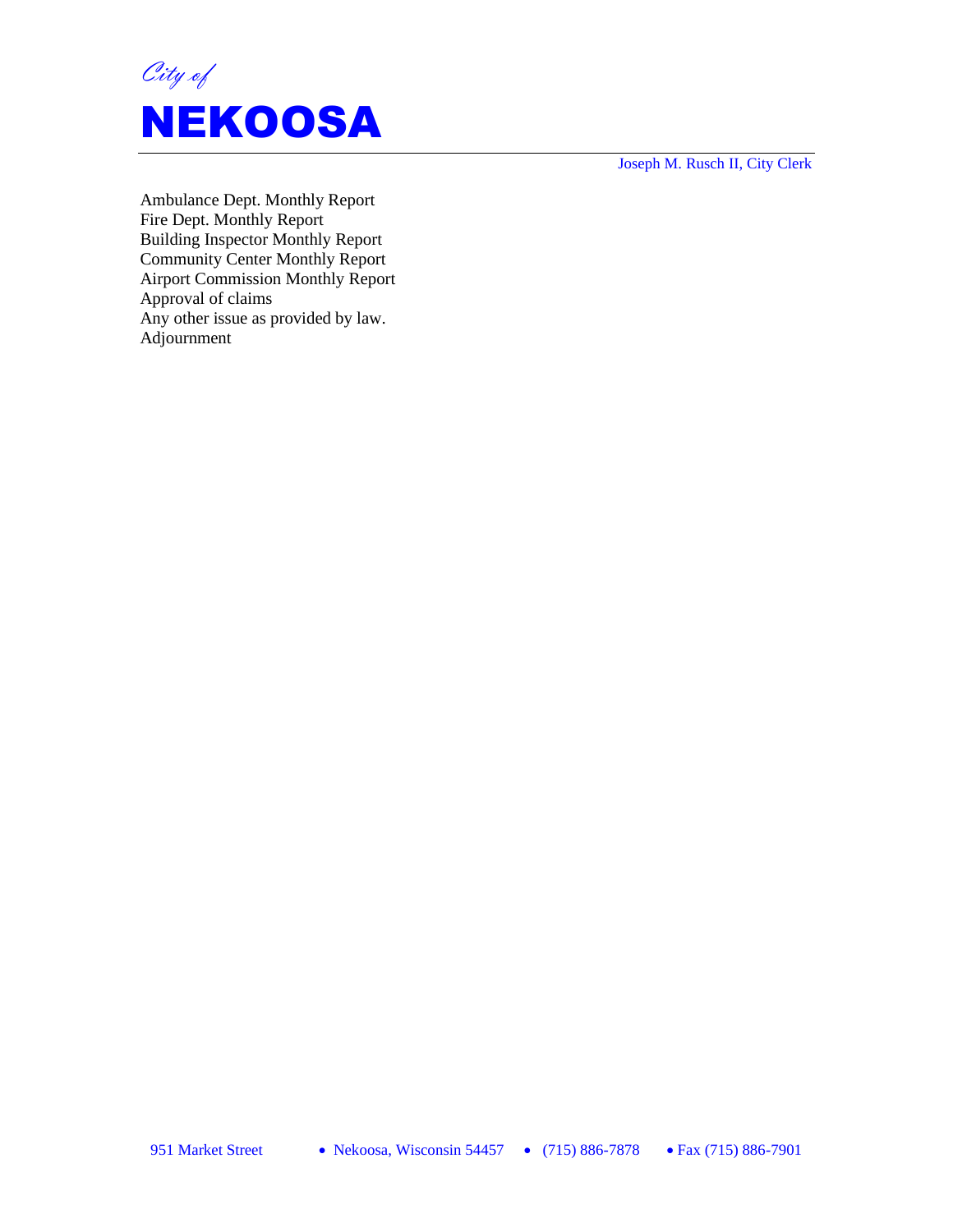*City of*

# NEKOOSA

Joseph M. Rusch II, City Clerk

Ambulance Dept. Monthly Report
Fire Dept. Monthly Report
Building Inspector Monthly Report
Community Center Monthly Report
Airport Commission Monthly Report
Approval of claims
Any other issue as provided by law.
Adjournment

951 Market Street • Nekoosa, Wisconsin 54457 • (715) 886-7878 • Fax (715) 886-7901